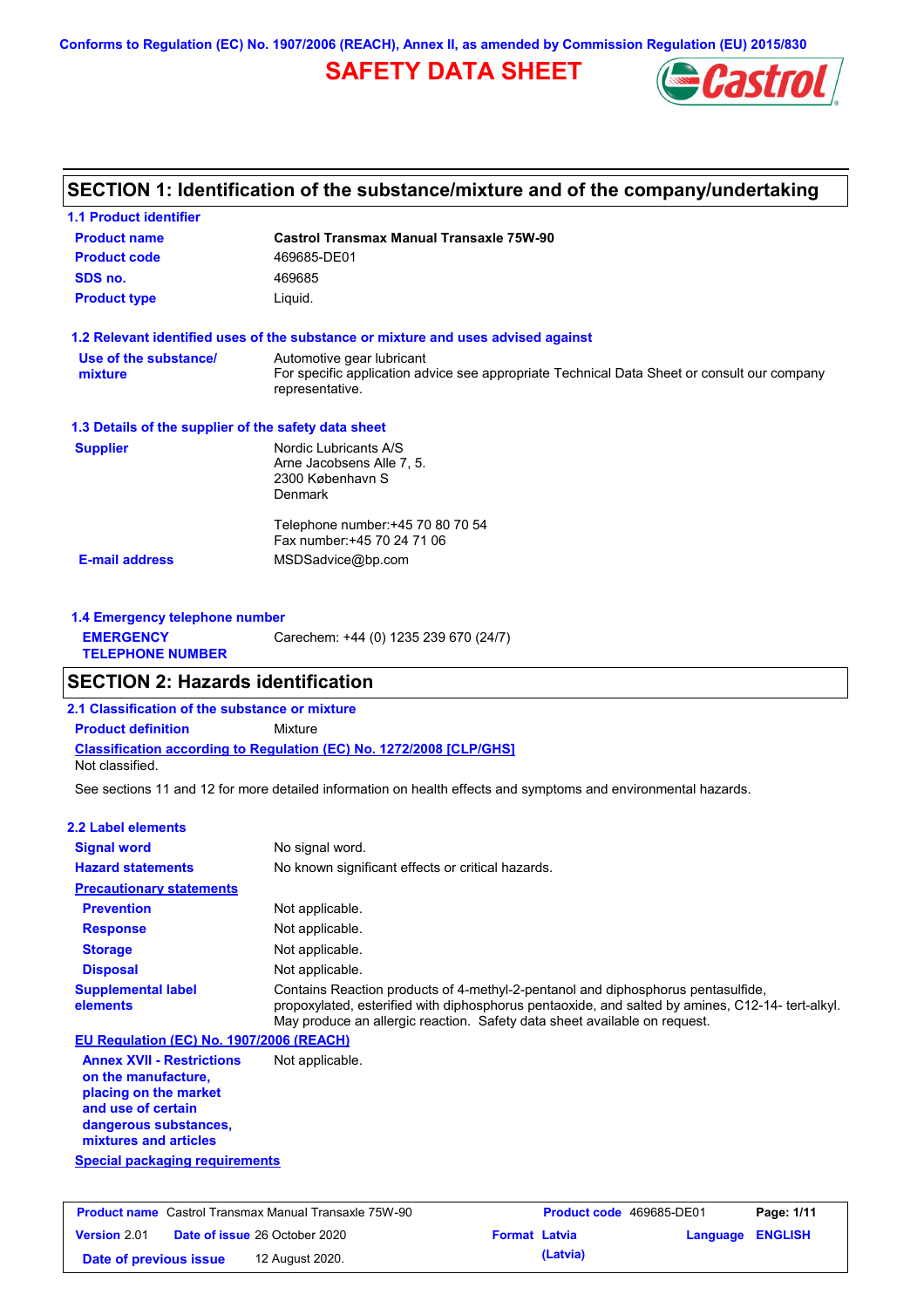Conforms to Regulation (EC) No. 1907/2006 (REACH), Annex II, as amended by Commission Regulation (EU) 2015/830

# SAFETY DATA SHEET

Castrol

## SECTION 1: Identification of the substance/mixture and of the company/undertaking

### 1.1 Product identifier

| | |
|---|---|
| **Product name** | **Castrol Transmax Manual Transaxle 75W-90** |
| **Product code** | 469685-DE01 |
| **SDS no.** | 469685 |
| **Product type** | Liquid. |

### 1.2 Relevant identified uses of the substance or mixture and uses advised against

| | |
|---|---|
| **Use of the substance/ mixture** | Automotive gear lubricant<br>For specific application advice see appropriate Technical Data Sheet or consult our company representative. |

### 1.3 Details of the supplier of the safety data sheet

| | |
|---|---|
| **Supplier** | Nordic Lubricants A/S<br>Arne Jacobsens Alle 7, 5.<br>2300 København S<br>Denmark<br><br>Telephone number:+45 70 80 70 54<br>Fax number:+45 70 24 71 06 |
| **E-mail address** | MSDSadvice@bp.com |

### 1.4 Emergency telephone number

| | |
|---|---|
| **EMERGENCY TELEPHONE NUMBER** | Carechem: +44 (0) 1235 239 670 (24/7) |

## SECTION 2: Hazards identification

### 2.1 Classification of the substance or mixture

**Product definition** Mixture

**Classification according to Regulation (EC) No. 1272/2008 [CLP/GHS]**

Not classified.

See sections 11 and 12 for more detailed information on health effects and symptoms and environmental hazards.

### 2.2 Label elements

| | |
|---|---|
| **Signal word** | No signal word. |
| **Hazard statements** | No known significant effects or critical hazards. |
| **Precautionary statements** | |
| **Prevention** | Not applicable. |
| **Response** | Not applicable. |
| **Storage** | Not applicable. |
| **Disposal** | Not applicable. |
| **Supplemental label elements** | Contains Reaction products of 4-methyl-2-pentanol and diphosphorus pentasulfide, propoxylated, esterified with diphosphorus pentaoxide, and salted by amines, C12-14- tert-alkyl. May produce an allergic reaction. Safety data sheet available on request. |

**EU Regulation (EC) No. 1907/2006 (REACH)**

| | |
|---|---|
| **Annex XVII - Restrictions on the manufacture, placing on the market and use of certain dangerous substances, mixtures and articles** | Not applicable. |

**Special packaging requirements**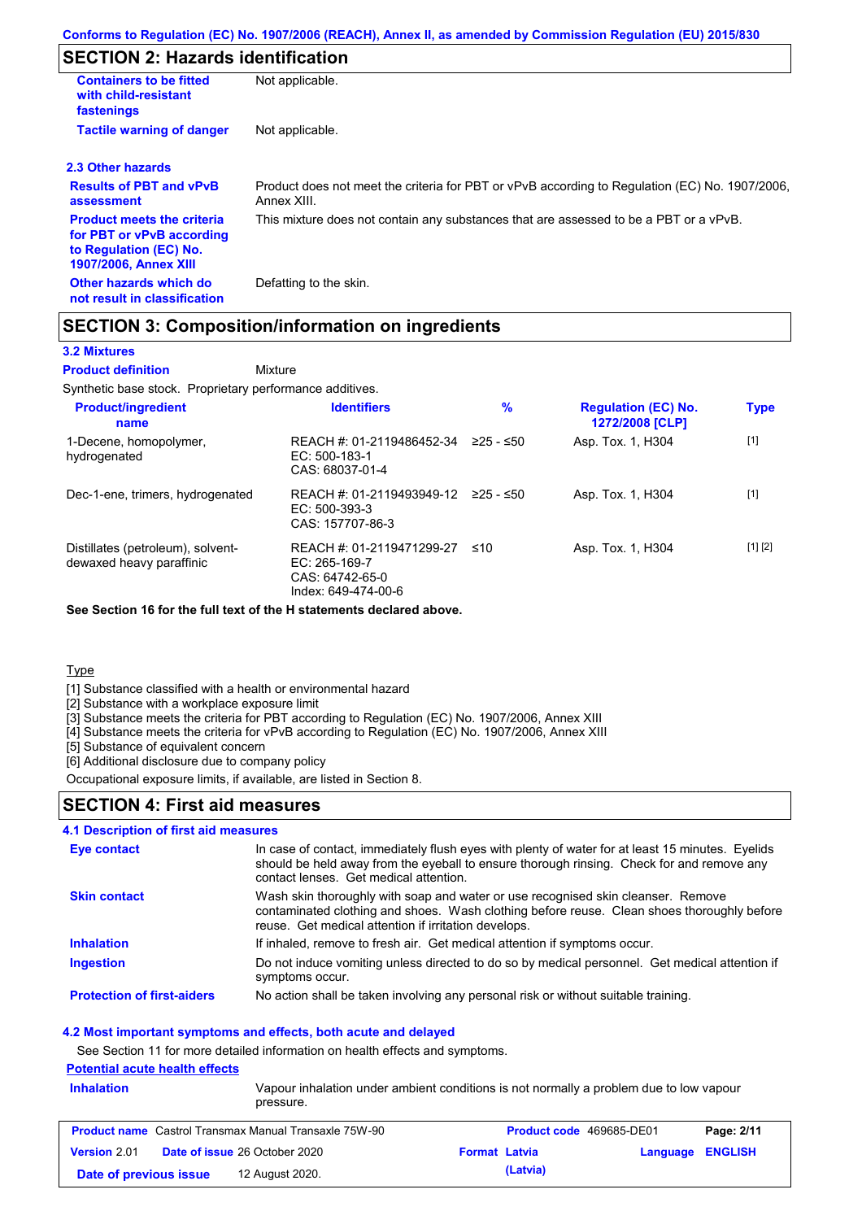## SECTION 2: Hazards identification

| | |
|---|---|
| **Containers to be fitted with child-resistant fastenings** | Not applicable. |
| **Tactile warning of danger** | Not applicable. |

### 2.3 Other hazards

| | |
|---|---|
| **Results of PBT and vPvB assessment** | Product does not meet the criteria for PBT or vPvB according to Regulation (EC) No. 1907/2006, Annex XIII. |
| **Product meets the criteria for PBT or vPvB according to Regulation (EC) No. 1907/2006, Annex XIII** | This mixture does not contain any substances that are assessed to be a PBT or a vPvB. |
| **Other hazards which do not result in classification** | Defatting to the skin. |

## SECTION 3: Composition/information on ingredients

### 3.2 Mixtures

**Product definition** Mixture

Synthetic base stock. Proprietary performance additives.

| Product/ingredient name | Identifiers | % | Regulation (EC) No. 1272/2008 [CLP] | Type |
|---|---|---|---|---|
| 1-Decene, homopolymer, hydrogenated | REACH #: 01-2119486452-34<br>EC: 500-183-1<br>CAS: 68037-01-4 | ≥25 - ≤50 | Asp. Tox. 1, H304 | [1] |
| Dec-1-ene, trimers, hydrogenated | REACH #: 01-2119493949-12<br>EC: 500-393-3<br>CAS: 157707-86-3 | ≥25 - ≤50 | Asp. Tox. 1, H304 | [1] |
| Distillates (petroleum), solvent-dewaxed heavy paraffinic | REACH #: 01-2119471299-27<br>EC: 265-169-7<br>CAS: 64742-65-0<br>Index: 649-474-00-6 | ≤10 | Asp. Tox. 1, H304 | [1] [2] |

**See Section 16 for the full text of the H statements declared above.**

Type

[1] Substance classified with a health or environmental hazard
[2] Substance with a workplace exposure limit
[3] Substance meets the criteria for PBT according to Regulation (EC) No. 1907/2006, Annex XIII
[4] Substance meets the criteria for vPvB according to Regulation (EC) No. 1907/2006, Annex XIII
[5] Substance of equivalent concern
[6] Additional disclosure due to company policy

Occupational exposure limits, if available, are listed in Section 8.

## SECTION 4: First aid measures

### 4.1 Description of first aid measures

| | |
|---|---|
| **Eye contact** | In case of contact, immediately flush eyes with plenty of water for at least 15 minutes. Eyelids should be held away from the eyeball to ensure thorough rinsing. Check for and remove any contact lenses. Get medical attention. |
| **Skin contact** | Wash skin thoroughly with soap and water or use recognised skin cleanser. Remove contaminated clothing and shoes. Wash clothing before reuse. Clean shoes thoroughly before reuse. Get medical attention if irritation develops. |
| **Inhalation** | If inhaled, remove to fresh air. Get medical attention if symptoms occur. |
| **Ingestion** | Do not induce vomiting unless directed to do so by medical personnel. Get medical attention if symptoms occur. |
| **Protection of first-aiders** | No action shall be taken involving any personal risk or without suitable training. |

### 4.2 Most important symptoms and effects, both acute and delayed

See Section 11 for more detailed information on health effects and symptoms.

**Potential acute health effects**

| | |
|---|---|
| **Inhalation** | Vapour inhalation under ambient conditions is not normally a problem due to low vapour pressure. |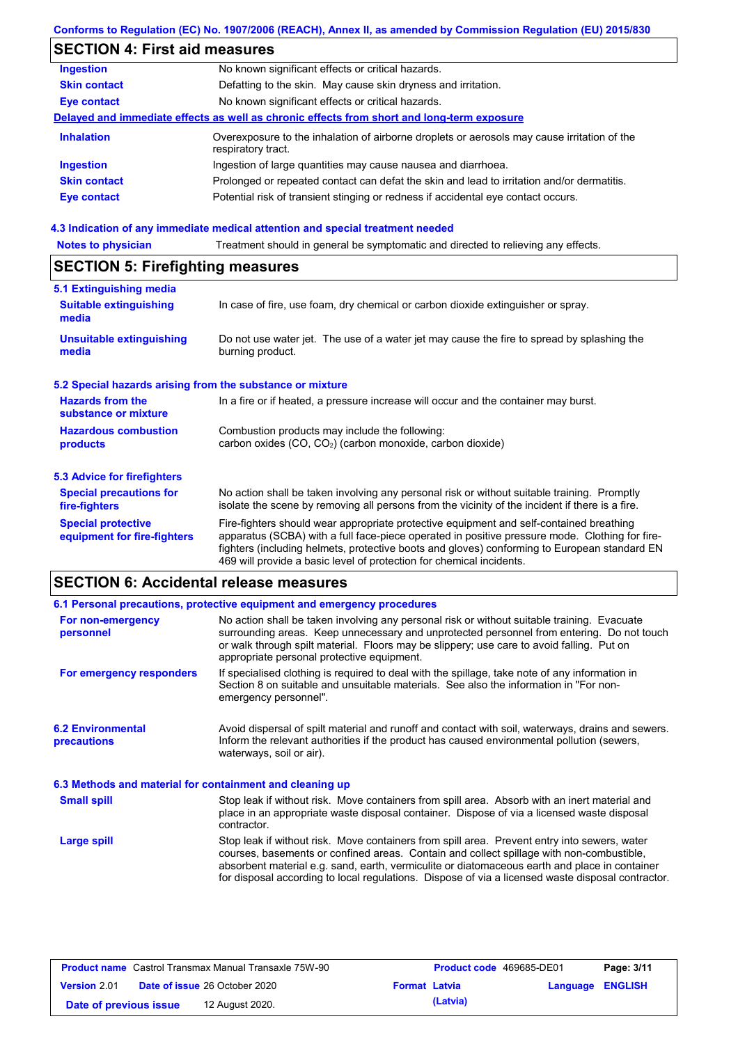## SECTION 4: First aid measures

| | |
|---|---|
| **Ingestion** | No known significant effects or critical hazards. |
| **Skin contact** | Defatting to the skin. May cause skin dryness and irritation. |
| **Eye contact** | No known significant effects or critical hazards. |

**Delayed and immediate effects as well as chronic effects from short and long-term exposure**

| | |
|---|---|
| **Inhalation** | Overexposure to the inhalation of airborne droplets or aerosols may cause irritation of the respiratory tract. |
| **Ingestion** | Ingestion of large quantities may cause nausea and diarrhoea. |
| **Skin contact** | Prolonged or repeated contact can defat the skin and lead to irritation and/or dermatitis. |
| **Eye contact** | Potential risk of transient stinging or redness if accidental eye contact occurs. |

### 4.3 Indication of any immediate medical attention and special treatment needed

| | |
|---|---|
| **Notes to physician** | Treatment should in general be symptomatic and directed to relieving any effects. |

## SECTION 5: Firefighting measures

### 5.1 Extinguishing media

| | |
|---|---|
| **Suitable extinguishing media** | In case of fire, use foam, dry chemical or carbon dioxide extinguisher or spray. |
| **Unsuitable extinguishing media** | Do not use water jet. The use of a water jet may cause the fire to spread by splashing the burning product. |

### 5.2 Special hazards arising from the substance or mixture

| | |
|---|---|
| **Hazards from the substance or mixture** | In a fire or if heated, a pressure increase will occur and the container may burst. |
| **Hazardous combustion products** | Combustion products may include the following: carbon oxides (CO, $CO_2$) (carbon monoxide, carbon dioxide) |

### 5.3 Advice for firefighters

| | |
|---|---|
| **Special precautions for fire-fighters** | No action shall be taken involving any personal risk or without suitable training. Promptly isolate the scene by removing all persons from the vicinity of the incident if there is a fire. |
| **Special protective equipment for fire-fighters** | Fire-fighters should wear appropriate protective equipment and self-contained breathing apparatus (SCBA) with a full face-piece operated in positive pressure mode. Clothing for fire-fighters (including helmets, protective boots and gloves) conforming to European standard EN 469 will provide a basic level of protection for chemical incidents. |

## SECTION 6: Accidental release measures

### 6.1 Personal precautions, protective equipment and emergency procedures

| | |
|---|---|
| **For non-emergency personnel** | No action shall be taken involving any personal risk or without suitable training. Evacuate surrounding areas. Keep unnecessary and unprotected personnel from entering. Do not touch or walk through spilt material. Floors may be slippery; use care to avoid falling. Put on appropriate personal protective equipment. |
| **For emergency responders** | If specialised clothing is required to deal with the spillage, take note of any information in Section 8 on suitable and unsuitable materials. See also the information in "For non-emergency personnel". |

| | |
|---|---|
| **6.2 Environmental precautions** | Avoid dispersal of spilt material and runoff and contact with soil, waterways, drains and sewers. Inform the relevant authorities if the product has caused environmental pollution (sewers, waterways, soil or air). |

### 6.3 Methods and material for containment and cleaning up

| | |
|---|---|
| **Small spill** | Stop leak if without risk. Move containers from spill area. Absorb with an inert material and place in an appropriate waste disposal container. Dispose of via a licensed waste disposal contractor. |
| **Large spill** | Stop leak if without risk. Move containers from spill area. Prevent entry into sewers, water courses, basements or confined areas. Contain and collect spillage with non-combustible, absorbent material e.g. sand, earth, vermiculite or diatomaceous earth and place in container for disposal according to local regulations. Dispose of via a licensed waste disposal contractor. |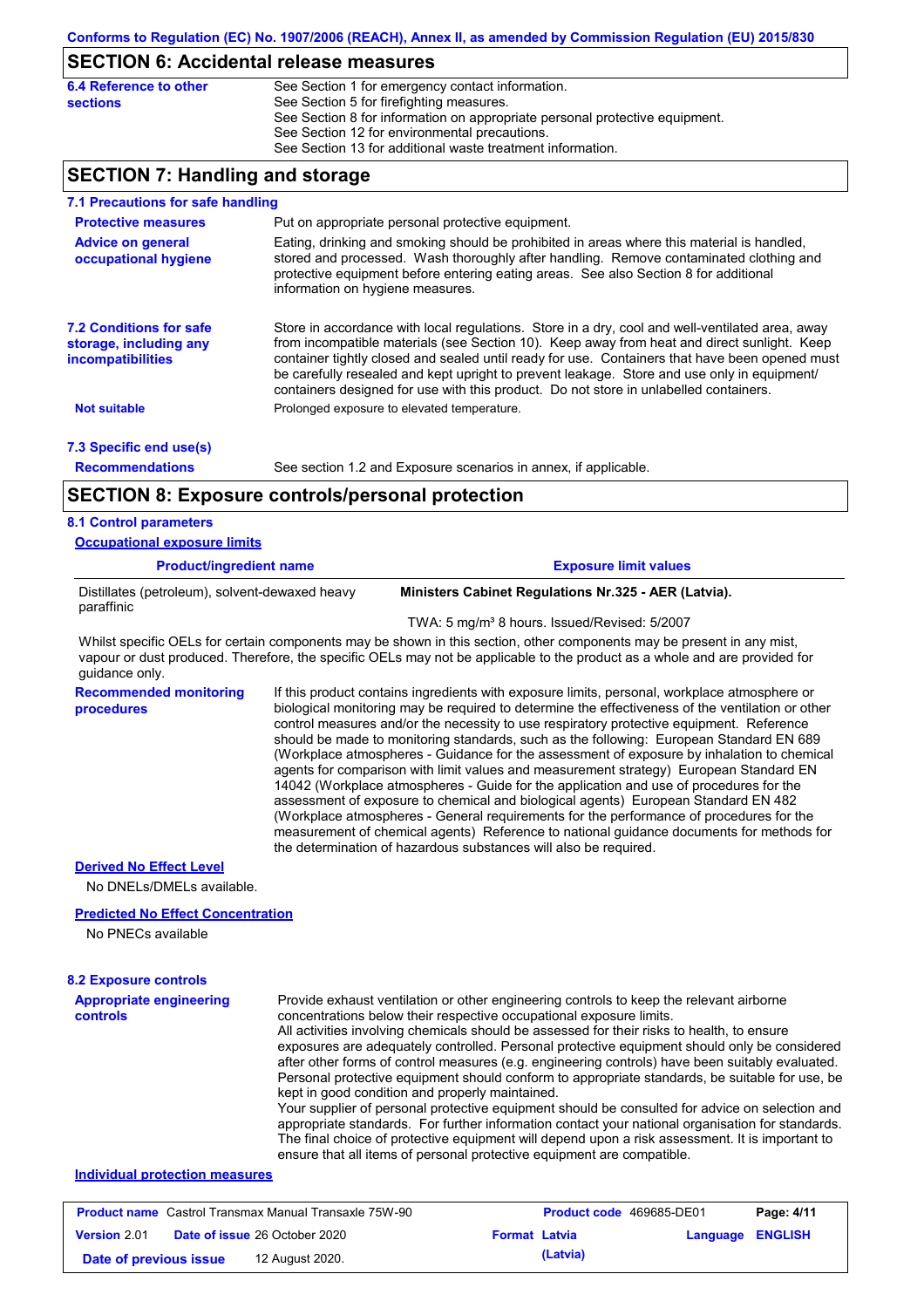## SECTION 6: Accidental release measures

**6.4 Reference to other sections**

See Section 1 for emergency contact information.
See Section 5 for firefighting measures.
See Section 8 for information on appropriate personal protective equipment.
See Section 12 for environmental precautions.
See Section 13 for additional waste treatment information.

## SECTION 7: Handling and storage

### 7.1 Precautions for safe handling

**Protective measures**

Put on appropriate personal protective equipment.

**Advice on general occupational hygiene**

Eating, drinking and smoking should be prohibited in areas where this material is handled, stored and processed. Wash thoroughly after handling. Remove contaminated clothing and protective equipment before entering eating areas. See also Section 8 for additional information on hygiene measures.

### 7.2 Conditions for safe storage, including any incompatibilities

Store in accordance with local regulations. Store in a dry, cool and well-ventilated area, away from incompatible materials (see Section 10). Keep away from heat and direct sunlight. Keep container tightly closed and sealed until ready for use. Containers that have been opened must be carefully resealed and kept upright to prevent leakage. Store and use only in equipment/ containers designed for use with this product. Do not store in unlabelled containers.

**Not suitable**

Prolonged exposure to elevated temperature.

### 7.3 Specific end use(s)

**Recommendations**

See section 1.2 and Exposure scenarios in annex, if applicable.

## SECTION 8: Exposure controls/personal protection

### 8.1 Control parameters

**Occupational exposure limits**

| Product/ingredient name | Exposure limit values |
|---|---|
| Distillates (petroleum), solvent-dewaxed heavy paraffinic | **Ministers Cabinet Regulations Nr.325 - AER (Latvia).**<br>TWA: 5 mg/m³ 8 hours. Issued/Revised: 5/2007 |

Whilst specific OELs for certain components may be shown in this section, other components may be present in any mist, vapour or dust produced. Therefore, the specific OELs may not be applicable to the product as a whole and are provided for guidance only.

**Recommended monitoring procedures**

If this product contains ingredients with exposure limits, personal, workplace atmosphere or biological monitoring may be required to determine the effectiveness of the ventilation or other control measures and/or the necessity to use respiratory protective equipment. Reference should be made to monitoring standards, such as the following: European Standard EN 689 (Workplace atmospheres - Guidance for the assessment of exposure by inhalation to chemical agents for comparison with limit values and measurement strategy) European Standard EN 14042 (Workplace atmospheres - Guide for the application and use of procedures for the assessment of exposure to chemical and biological agents) European Standard EN 482 (Workplace atmospheres - General requirements for the performance of procedures for the measurement of chemical agents) Reference to national guidance documents for methods for the determination of hazardous substances will also be required.

**Derived No Effect Level**

No DNELs/DMELs available.

**Predicted No Effect Concentration**

No PNECs available

### 8.2 Exposure controls

**Appropriate engineering controls**

Provide exhaust ventilation or other engineering controls to keep the relevant airborne concentrations below their respective occupational exposure limits.
All activities involving chemicals should be assessed for their risks to health, to ensure exposures are adequately controlled. Personal protective equipment should only be considered after other forms of control measures (e.g. engineering controls) have been suitably evaluated. Personal protective equipment should conform to appropriate standards, be suitable for use, be kept in good condition and properly maintained.
Your supplier of personal protective equipment should be consulted for advice on selection and appropriate standards. For further information contact your national organisation for standards. The final choice of protective equipment will depend upon a risk assessment. It is important to ensure that all items of personal protective equipment are compatible.

**Individual protection measures**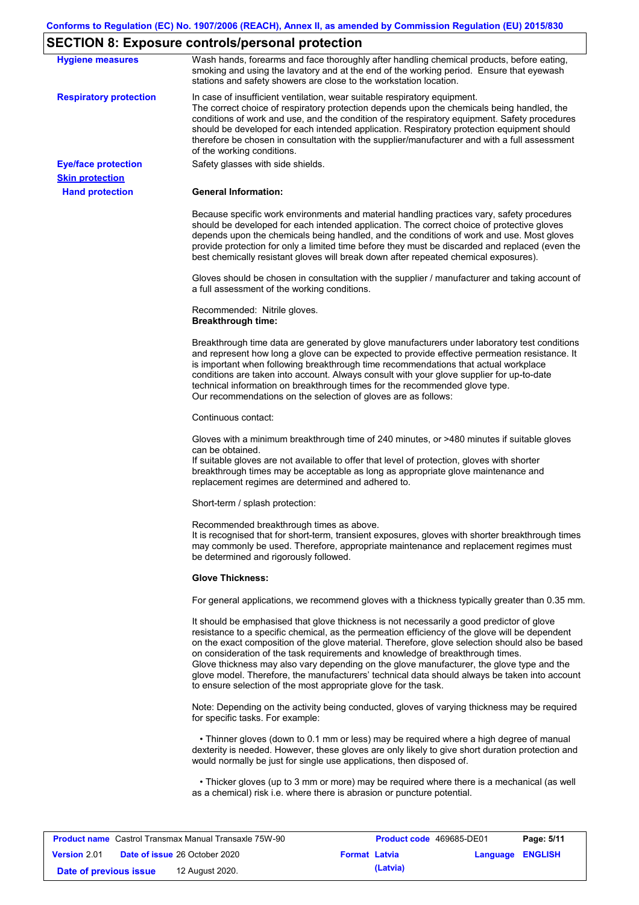## SECTION 8: Exposure controls/personal protection

**Hygiene measures**

Wash hands, forearms and face thoroughly after handling chemical products, before eating, smoking and using the lavatory and at the end of the working period. Ensure that eyewash stations and safety showers are close to the workstation location.

**Respiratory protection**

In case of insufficient ventilation, wear suitable respiratory equipment.
The correct choice of respiratory protection depends upon the chemicals being handled, the conditions of work and use, and the condition of the respiratory equipment. Safety procedures should be developed for each intended application. Respiratory protection equipment should therefore be chosen in consultation with the supplier/manufacturer and with a full assessment of the working conditions.

**Eye/face protection**

Safety glasses with side shields.

**Skin protection**

**Hand protection**

**General Information:**

Because specific work environments and material handling practices vary, safety procedures should be developed for each intended application. The correct choice of protective gloves depends upon the chemicals being handled, and the conditions of work and use. Most gloves provide protection for only a limited time before they must be discarded and replaced (even the best chemically resistant gloves will break down after repeated chemical exposures).

Gloves should be chosen in consultation with the supplier / manufacturer and taking account of a full assessment of the working conditions.

Recommended: Nitrile gloves.
**Breakthrough time:**

Breakthrough time data are generated by glove manufacturers under laboratory test conditions and represent how long a glove can be expected to provide effective permeation resistance. It is important when following breakthrough time recommendations that actual workplace conditions are taken into account. Always consult with your glove supplier for up-to-date technical information on breakthrough times for the recommended glove type.
Our recommendations on the selection of gloves are as follows:

Continuous contact:

Gloves with a minimum breakthrough time of 240 minutes, or >480 minutes if suitable gloves can be obtained.
If suitable gloves are not available to offer that level of protection, gloves with shorter breakthrough times may be acceptable as long as appropriate glove maintenance and replacement regimes are determined and adhered to.

Short-term / splash protection:

Recommended breakthrough times as above.
It is recognised that for short-term, transient exposures, gloves with shorter breakthrough times may commonly be used. Therefore, appropriate maintenance and replacement regimes must be determined and rigorously followed.

**Glove Thickness:**

For general applications, we recommend gloves with a thickness typically greater than 0.35 mm.

It should be emphasised that glove thickness is not necessarily a good predictor of glove resistance to a specific chemical, as the permeation efficiency of the glove will be dependent on the exact composition of the glove material. Therefore, glove selection should also be based on consideration of the task requirements and knowledge of breakthrough times.
Glove thickness may also vary depending on the glove manufacturer, the glove type and the glove model. Therefore, the manufacturers' technical data should always be taken into account to ensure selection of the most appropriate glove for the task.

Note: Depending on the activity being conducted, gloves of varying thickness may be required for specific tasks. For example:

- Thinner gloves (down to 0.1 mm or less) may be required where a high degree of manual dexterity is needed. However, these gloves are only likely to give short duration protection and would normally be just for single use applications, then disposed of.

- Thicker gloves (up to 3 mm or more) may be required where there is a mechanical (as well as a chemical) risk i.e. where there is abrasion or puncture potential.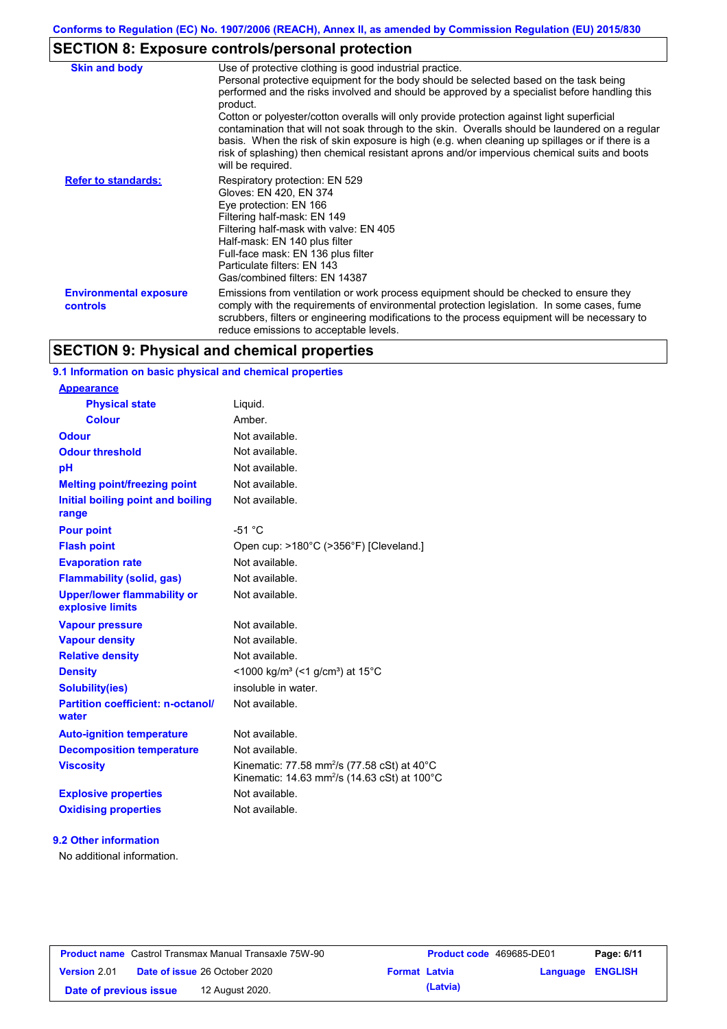Conforms to Regulation (EC) No. 1907/2006 (REACH), Annex II, as amended by Commission Regulation (EU) 2015/830

## SECTION 8: Exposure controls/personal protection

| | |
|---|---|
| **Skin and body** | Use of protective clothing is good industrial practice. Personal protective equipment for the body should be selected based on the task being performed and the risks involved and should be approved by a specialist before handling this product. Cotton or polyester/cotton overalls will only provide protection against light superficial contamination that will not soak through to the skin. Overalls should be laundered on a regular basis. When the risk of skin exposure is high (e.g. when cleaning up spillages or if there is a risk of splashing) then chemical resistant aprons and/or impervious chemical suits and boots will be required. |
| **Refer to standards:** | Respiratory protection: EN 529<br>Gloves: EN 420, EN 374<br>Eye protection: EN 166<br>Filtering half-mask: EN 149<br>Filtering half-mask with valve: EN 405<br>Half-mask: EN 140 plus filter<br>Full-face mask: EN 136 plus filter<br>Particulate filters: EN 143<br>Gas/combined filters: EN 14387 |
| **Environmental exposure controls** | Emissions from ventilation or work process equipment should be checked to ensure they comply with the requirements of environmental protection legislation. In some cases, fume scrubbers, filters or engineering modifications to the process equipment will be necessary to reduce emissions to acceptable levels. |

## SECTION 9: Physical and chemical properties

### 9.1 Information on basic physical and chemical properties

| | |
|---|---|
| **Appearance** | |
| **Physical state** | Liquid. |
| **Colour** | Amber. |
| **Odour** | Not available. |
| **Odour threshold** | Not available. |
| **pH** | Not available. |
| **Melting point/freezing point** | Not available. |
| **Initial boiling point and boiling range** | Not available. |
| **Pour point** | -51 °C |
| **Flash point** | Open cup: >180°C (>356°F) [Cleveland.] |
| **Evaporation rate** | Not available. |
| **Flammability (solid, gas)** | Not available. |
| **Upper/lower flammability or explosive limits** | Not available. |
| **Vapour pressure** | Not available. |
| **Vapour density** | Not available. |
| **Relative density** | Not available. |
| **Density** | <1000 kg/m³ (<1 g/cm³) at 15°C |
| **Solubility(ies)** | insoluble in water. |
| **Partition coefficient: n-octanol/water** | Not available. |
| **Auto-ignition temperature** | Not available. |
| **Decomposition temperature** | Not available. |
| **Viscosity** | Kinematic: 77.58 $mm^2/s$ (77.58 cSt) at 40°C<br>Kinematic: 14.63 $mm^2/s$ (14.63 cSt) at 100°C |
| **Explosive properties** | Not available. |
| **Oxidising properties** | Not available. |

### 9.2 Other information

No additional information.

| | | | |
|---|---|---|---|
| **Product name** Castrol Transmax Manual Transaxle 75W-90 | | **Product code** 469685-DE01 | **Page: 6/11** |
| **Version** 2.01 | **Date of issue** 26 October 2020 | **Format** Latvia (Latvia) | **Language** ENGLISH |
| **Date of previous issue** | 12 August 2020. | | |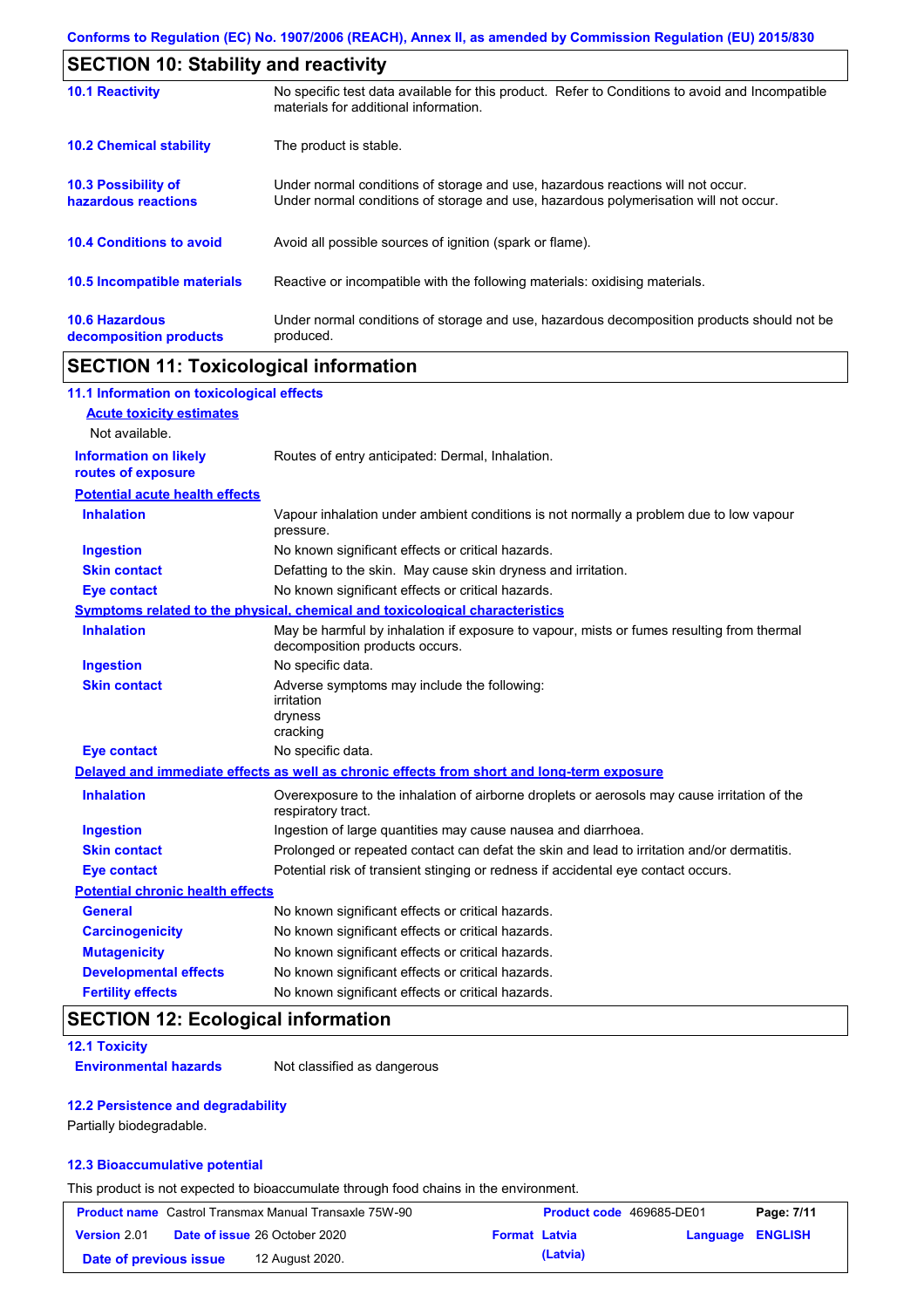## SECTION 10: Stability and reactivity

| | |
|---|---|
| **10.1 Reactivity** | No specific test data available for this product. Refer to Conditions to avoid and Incompatible materials for additional information. |
| **10.2 Chemical stability** | The product is stable. |
| **10.3 Possibility of hazardous reactions** | Under normal conditions of storage and use, hazardous reactions will not occur. Under normal conditions of storage and use, hazardous polymerisation will not occur. |
| **10.4 Conditions to avoid** | Avoid all possible sources of ignition (spark or flame). |
| **10.5 Incompatible materials** | Reactive or incompatible with the following materials: oxidising materials. |
| **10.6 Hazardous decomposition products** | Under normal conditions of storage and use, hazardous decomposition products should not be produced. |

## SECTION 11: Toxicological information

### 11.1 Information on toxicological effects

**Acute toxicity estimates**

Not available.

| | |
|---|---|
| **Information on likely routes of exposure** | Routes of entry anticipated: Dermal, Inhalation. |

**Potential acute health effects**

| | |
|---|---|
| **Inhalation** | Vapour inhalation under ambient conditions is not normally a problem due to low vapour pressure. |
| **Ingestion** | No known significant effects or critical hazards. |
| **Skin contact** | Defatting to the skin. May cause skin dryness and irritation. |
| **Eye contact** | No known significant effects or critical hazards. |

**Symptoms related to the physical, chemical and toxicological characteristics**

| | |
|---|---|
| **Inhalation** | May be harmful by inhalation if exposure to vapour, mists or fumes resulting from thermal decomposition products occurs. |
| **Ingestion** | No specific data. |
| **Skin contact** | Adverse symptoms may include the following:<br>irritation<br>dryness<br>cracking |
| **Eye contact** | No specific data. |

**Delayed and immediate effects as well as chronic effects from short and long-term exposure**

| | |
|---|---|
| **Inhalation** | Overexposure to the inhalation of airborne droplets or aerosols may cause irritation of the respiratory tract. |
| **Ingestion** | Ingestion of large quantities may cause nausea and diarrhoea. |
| **Skin contact** | Prolonged or repeated contact can defat the skin and lead to irritation and/or dermatitis. |
| **Eye contact** | Potential risk of transient stinging or redness if accidental eye contact occurs. |

**Potential chronic health effects**

| | |
|---|---|
| **General** | No known significant effects or critical hazards. |
| **Carcinogenicity** | No known significant effects or critical hazards. |
| **Mutagenicity** | No known significant effects or critical hazards. |
| **Developmental effects** | No known significant effects or critical hazards. |
| **Fertility effects** | No known significant effects or critical hazards. |

## SECTION 12: Ecological information

### 12.1 Toxicity

| | |
|---|---|
| **Environmental hazards** | Not classified as dangerous |

### 12.2 Persistence and degradability

Partially biodegradable.

### 12.3 Bioaccumulative potential

This product is not expected to bioaccumulate through food chains in the environment.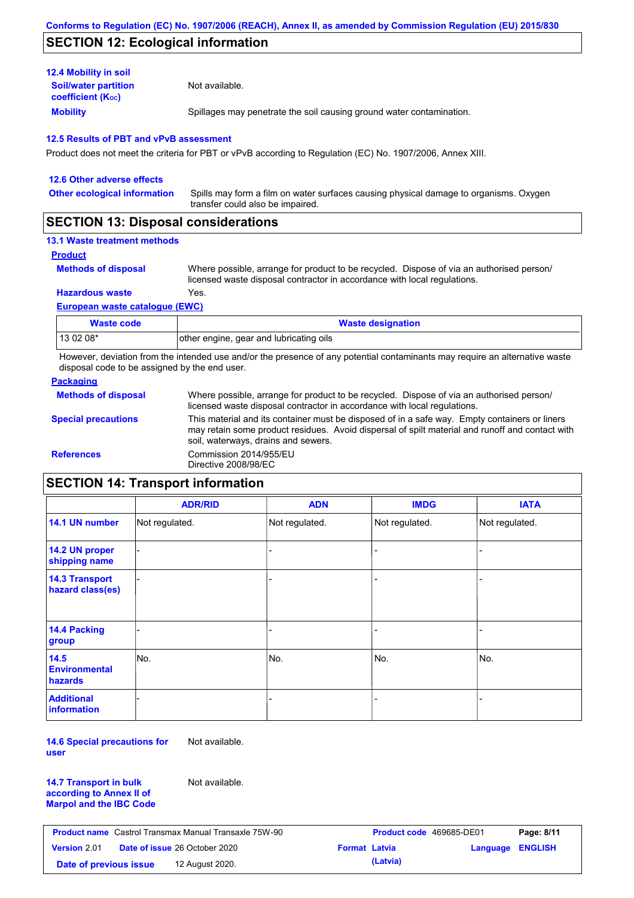## SECTION 12: Ecological information

### 12.4 Mobility in soil

**Soil/water partition coefficient ($K_{OC}$)**: Not available.

**Mobility**: Spillages may penetrate the soil causing ground water contamination.

### 12.5 Results of PBT and vPvB assessment

Product does not meet the criteria for PBT or vPvB according to Regulation (EC) No. 1907/2006, Annex XIII.

### 12.6 Other adverse effects

**Other ecological information**: Spills may form a film on water surfaces causing physical damage to organisms. Oxygen transfer could also be impaired.

## SECTION 13: Disposal considerations

### 13.1 Waste treatment methods

**Product**

**Methods of disposal**: Where possible, arrange for product to be recycled. Dispose of via an authorised person/ licensed waste disposal contractor in accordance with local regulations.

**Hazardous waste**: Yes.

**European waste catalogue (EWC)**

| Waste code | Waste designation |
|---|---|
| 13 02 08* | other engine, gear and lubricating oils |

However, deviation from the intended use and/or the presence of any potential contaminants may require an alternative waste disposal code to be assigned by the end user.

**Packaging**

**Methods of disposal**: Where possible, arrange for product to be recycled. Dispose of via an authorised person/ licensed waste disposal contractor in accordance with local regulations.

**Special precautions**: This material and its container must be disposed of in a safe way. Empty containers or liners may retain some product residues. Avoid dispersal of spilt material and runoff and contact with soil, waterways, drains and sewers.

**References**: Commission 2014/955/EU
Directive 2008/98/EC

## SECTION 14: Transport information

| | ADR/RID | ADN | IMDG | IATA |
|---|---|---|---|---|
| 14.1 UN number | Not regulated. | Not regulated. | Not regulated. | Not regulated. |
| 14.2 UN proper shipping name | - | - | - | - |
| 14.3 Transport hazard class(es) | - | - | - | - |
| 14.4 Packing group | - | - | - | - |
| 14.5 Environmental hazards | No. | No. | No. | No. |
| Additional information | - | - | - | - |

**14.6 Special precautions for user**: Not available.

**14.7 Transport in bulk according to Annex II of Marpol and the IBC Code**: Not available.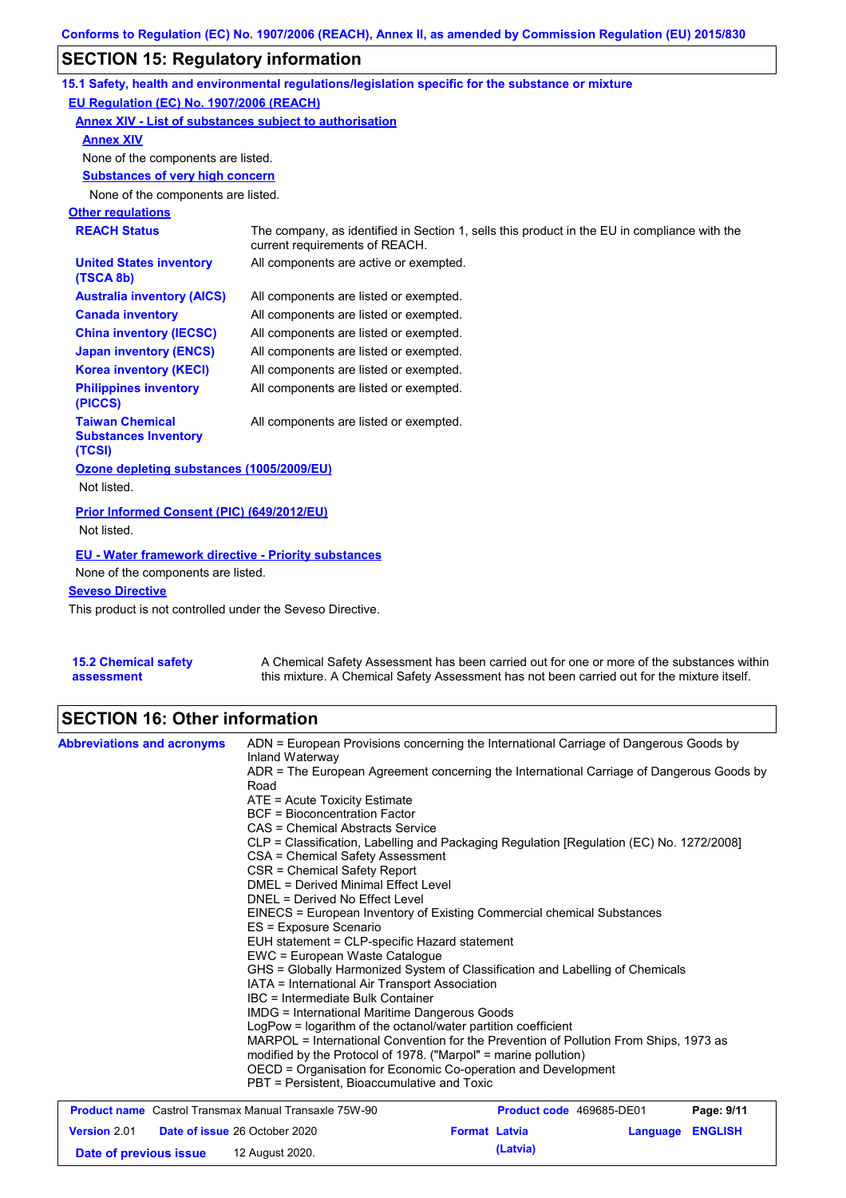## SECTION 15: Regulatory information

### 15.1 Safety, health and environmental regulations/legislation specific for the substance or mixture

**EU Regulation (EC) No. 1907/2006 (REACH)**

**Annex XIV - List of substances subject to authorisation**

**Annex XIV**

None of the components are listed.

**Substances of very high concern**

None of the components are listed.

**Other regulations**

| | |
|---|---|
| **REACH Status** | The company, as identified in Section 1, sells this product in the EU in compliance with the current requirements of REACH. |
| **United States inventory (TSCA 8b)** | All components are active or exempted. |
| **Australia inventory (AICS)** | All components are listed or exempted. |
| **Canada inventory** | All components are listed or exempted. |
| **China inventory (IECSC)** | All components are listed or exempted. |
| **Japan inventory (ENCS)** | All components are listed or exempted. |
| **Korea inventory (KECI)** | All components are listed or exempted. |
| **Philippines inventory (PICCS)** | All components are listed or exempted. |
| **Taiwan Chemical Substances Inventory (TCSI)** | All components are listed or exempted. |

**Ozone depleting substances (1005/2009/EU)**

Not listed.

**Prior Informed Consent (PIC) (649/2012/EU)**

Not listed.

**EU - Water framework directive - Priority substances**

None of the components are listed.

**Seveso Directive**

This product is not controlled under the Seveso Directive.

**15.2 Chemical safety assessment**

A Chemical Safety Assessment has been carried out for one or more of the substances within this mixture. A Chemical Safety Assessment has not been carried out for the mixture itself.

## SECTION 16: Other information

**Abbreviations and acronyms**

ADN = European Provisions concerning the International Carriage of Dangerous Goods by Inland Waterway
ADR = The European Agreement concerning the International Carriage of Dangerous Goods by Road
ATE = Acute Toxicity Estimate
BCF = Bioconcentration Factor
CAS = Chemical Abstracts Service
CLP = Classification, Labelling and Packaging Regulation [Regulation (EC) No. 1272/2008]
CSA = Chemical Safety Assessment
CSR = Chemical Safety Report
DMEL = Derived Minimal Effect Level
DNEL = Derived No Effect Level
EINECS = European Inventory of Existing Commercial chemical Substances
ES = Exposure Scenario
EUH statement = CLP-specific Hazard statement
EWC = European Waste Catalogue
GHS = Globally Harmonized System of Classification and Labelling of Chemicals
IATA = International Air Transport Association
IBC = Intermediate Bulk Container
IMDG = International Maritime Dangerous Goods
LogPow = logarithm of the octanol/water partition coefficient
MARPOL = International Convention for the Prevention of Pollution From Ships, 1973 as modified by the Protocol of 1978. ("Marpol" = marine pollution)
OECD = Organisation for Economic Co-operation and Development
PBT = Persistent, Bioaccumulative and Toxic

| | | | |
|---|---|---|---|
| **Product name** Castrol Transmax Manual Transaxle 75W-90 | | **Product code** 469685-DE01 | |
| **Version** 2.01 | **Date of issue** 26 October 2020 | **Format** Latvia (Latvia) | **Language** ENGLISH |
| **Date of previous issue** | 12 August 2020. | | |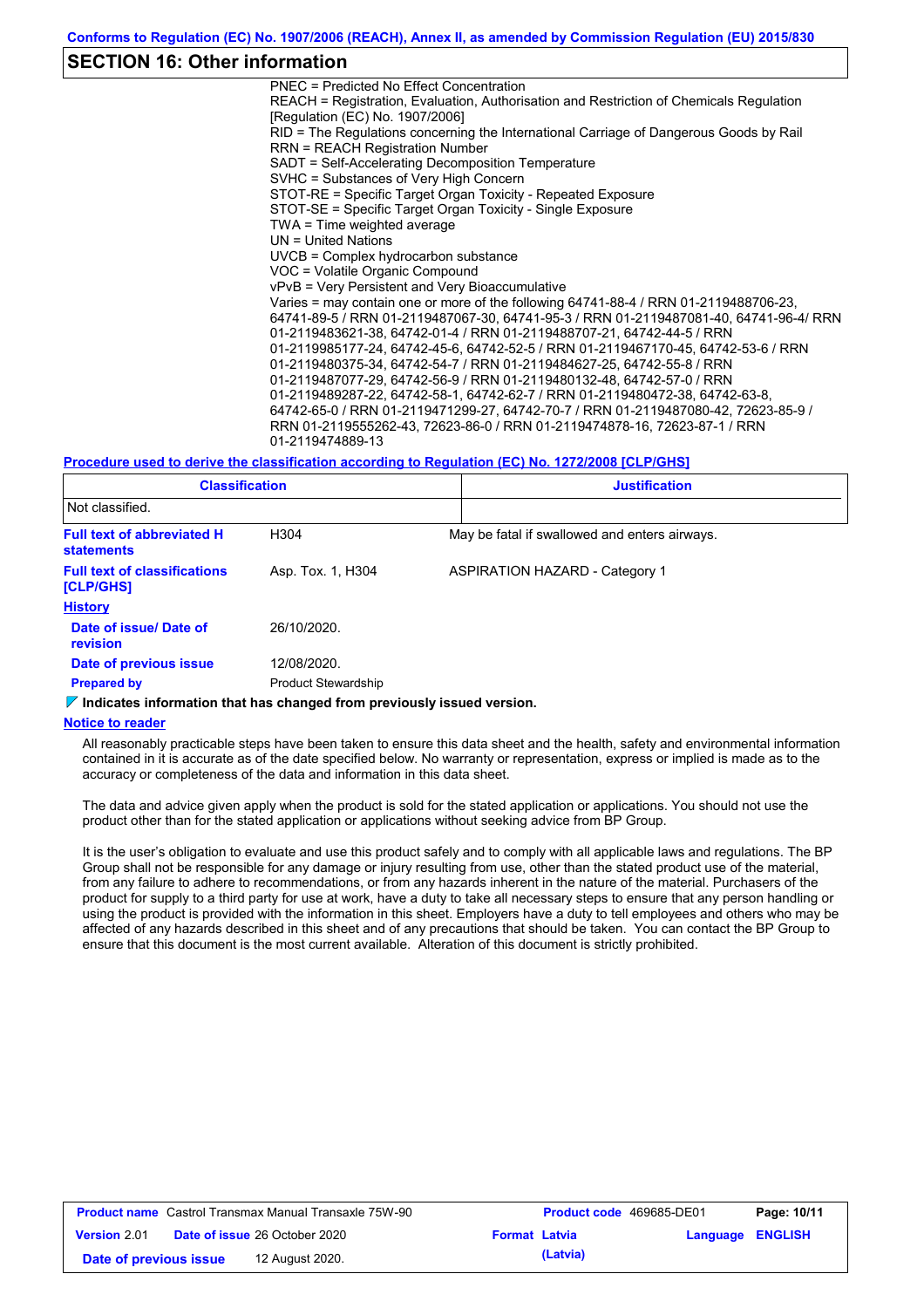## SECTION 16: Other information

PNEC = Predicted No Effect Concentration
REACH = Registration, Evaluation, Authorisation and Restriction of Chemicals Regulation [Regulation (EC) No. 1907/2006]
RID = The Regulations concerning the International Carriage of Dangerous Goods by Rail
RRN = REACH Registration Number
SADT = Self-Accelerating Decomposition Temperature
SVHC = Substances of Very High Concern
STOT-RE = Specific Target Organ Toxicity - Repeated Exposure
STOT-SE = Specific Target Organ Toxicity - Single Exposure
TWA = Time weighted average
UN = United Nations
UVCB = Complex hydrocarbon substance
VOC = Volatile Organic Compound
vPvB = Very Persistent and Very Bioaccumulative
Varies = may contain one or more of the following 64741-88-4 / RRN 01-2119488706-23, 64741-89-5 / RRN 01-2119487067-30, 64741-95-3 / RRN 01-2119487081-40, 64741-96-4/ RRN 01-2119483621-38, 64742-01-4 / RRN 01-2119488707-21, 64742-44-5 / RRN 01-2119985177-24, 64742-45-6, 64742-52-5 / RRN 01-2119467170-45, 64742-53-6 / RRN 01-2119480375-34, 64742-54-7 / RRN 01-2119484627-25, 64742-55-8 / RRN 01-2119487077-29, 64742-56-9 / RRN 01-2119480132-48, 64742-57-0 / RRN 01-2119489287-22, 64742-58-1, 64742-62-7 / RRN 01-2119480472-38, 64742-63-8, 64742-65-0 / RRN 01-2119471299-27, 64742-70-7 / RRN 01-2119487080-42, 72623-85-9 / RRN 01-2119555262-43, 72623-86-0 / RRN 01-2119474878-16, 72623-87-1 / RRN 01-2119474889-13

**Procedure used to derive the classification according to Regulation (EC) No. 1272/2008 [CLP/GHS]**

| Classification | Justification |
|---|---|
| Not classified. | |

**Full text of abbreviated H statements** — H304 — May be fatal if swallowed and enters airways.

**Full text of classifications [CLP/GHS]** — Asp. Tox. 1, H304 — ASPIRATION HAZARD - Category 1

**History**

**Date of issue/ Date of revision**: 26/10/2020.

**Date of previous issue**: 12/08/2020.

**Prepared by**: Product Stewardship

**Indicates information that has changed from previously issued version.**

**Notice to reader**

All reasonably practicable steps have been taken to ensure this data sheet and the health, safety and environmental information contained in it is accurate as of the date specified below. No warranty or representation, express or implied is made as to the accuracy or completeness of the data and information in this data sheet.

The data and advice given apply when the product is sold for the stated application or applications. You should not use the product other than for the stated application or applications without seeking advice from BP Group.

It is the user's obligation to evaluate and use this product safely and to comply with all applicable laws and regulations. The BP Group shall not be responsible for any damage or injury resulting from use, other than the stated product use of the material, from any failure to adhere to recommendations, or from any hazards inherent in the nature of the material. Purchasers of the product for supply to a third party for use at work, have a duty to take all necessary steps to ensure that any person handling or using the product is provided with the information in this sheet. Employers have a duty to tell employees and others who may be affected of any hazards described in this sheet and of any precautions that should be taken. You can contact the BP Group to ensure that this document is the most current available. Alteration of this document is strictly prohibited.